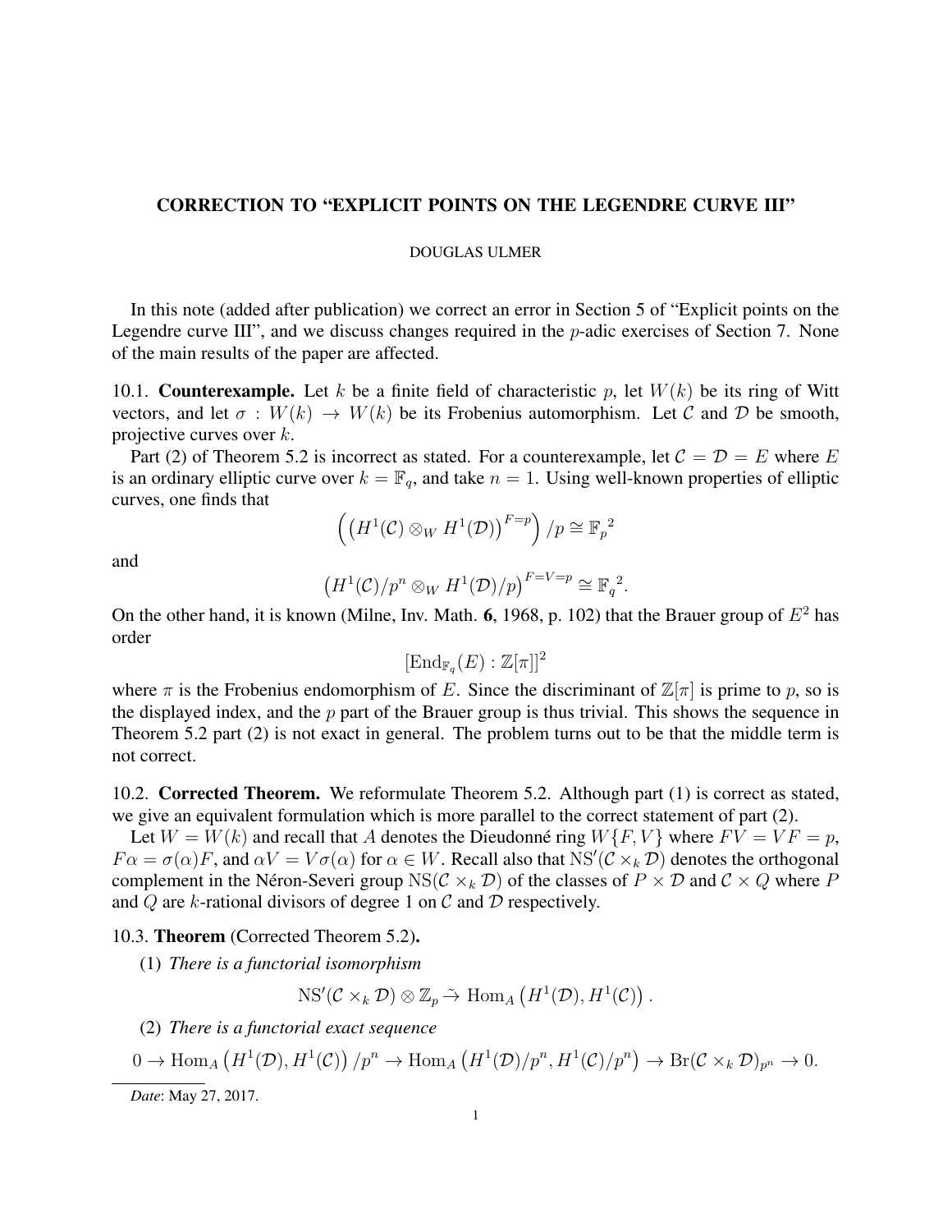# CORRECTION TO "EXPLICIT POINTS ON THE LEGENDRE CURVE III"

DOUGLAS ULMER

In this note (added after publication) we correct an error in Section 5 of "Explicit points on the Legendre curve III", and we discuss changes required in the $p$-adic exercises of Section 7. None of the main results of the paper are affected.

10.1. **Counterexample.** Let $k$ be a finite field of characteristic $p$, let $W(k)$ be its ring of Witt vectors, and let $\sigma : W(k) \to W(k)$ be its Frobenius automorphism. Let $\mathcal{C}$ and $\mathcal{D}$ be smooth, projective curves over $k$.

Part (2) of Theorem 5.2 is incorrect as stated. For a counterexample, let $\mathcal{C} = \mathcal{D} = E$ where $E$ is an ordinary elliptic curve over $k = \mathbb{F}_q$, and take $n = 1$. Using well-known properties of elliptic curves, one finds that

$$\left(\left(H^1(\mathcal{C}) \otimes_W H^1(\mathcal{D})\right)^{F=p}\right)/p \cong {\mathbb{F}_p}^2$$

and

$$\left(H^1(\mathcal{C})/p^n \otimes_W H^1(\mathcal{D})/p\right)^{F=V=p} \cong {\mathbb{F}_q}^2.$$

On the other hand, it is known (Milne, Inv. Math. **6**, 1968, p. 102) that the Brauer group of $E^2$ has order

$$[\operatorname{End}_{\mathbb{F}_q}(E) : \mathbb{Z}[\pi]]^2$$

where $\pi$ is the Frobenius endomorphism of $E$. Since the discriminant of $\mathbb{Z}[\pi]$ is prime to $p$, so is the displayed index, and the $p$ part of the Brauer group is thus trivial. This shows the sequence in Theorem 5.2 part (2) is not exact in general. The problem turns out to be that the middle term is not correct.

10.2. **Corrected Theorem.** We reformulate Theorem 5.2. Although part (1) is correct as stated, we give an equivalent formulation which is more parallel to the correct statement of part (2).

Let $W = W(k)$ and recall that $A$ denotes the Dieudonné ring $W\{F, V\}$ where $FV = VF = p$, $F\alpha = \sigma(\alpha)F$, and $\alpha V = V\sigma(\alpha)$ for $\alpha \in W$. Recall also that $\mathrm{NS}'(\mathcal{C} \times_k \mathcal{D})$ denotes the orthogonal complement in the Néron-Severi group $\mathrm{NS}(\mathcal{C} \times_k \mathcal{D})$ of the classes of $P \times \mathcal{D}$ and $\mathcal{C} \times Q$ where $P$ and $Q$ are $k$-rational divisors of degree 1 on $\mathcal{C}$ and $\mathcal{D}$ respectively.

10.3. **Theorem** (Corrected Theorem 5.2)**.**

(1) *There is a functorial isomorphism*

$$\mathrm{NS}'(\mathcal{C} \times_k \mathcal{D}) \otimes \mathbb{Z}_p \tilde{\to} \operatorname{Hom}_A\left(H^1(\mathcal{D}), H^1(\mathcal{C})\right).$$

(2) *There is a functorial exact sequence*

$$0 \to \operatorname{Hom}_A\left(H^1(\mathcal{D}), H^1(\mathcal{C})\right)/p^n \to \operatorname{Hom}_A\left(H^1(\mathcal{D})/p^n, H^1(\mathcal{C})/p^n\right) \to \operatorname{Br}(\mathcal{C} \times_k \mathcal{D})_{p^n} \to 0.$$

*Date*: May 27, 2017.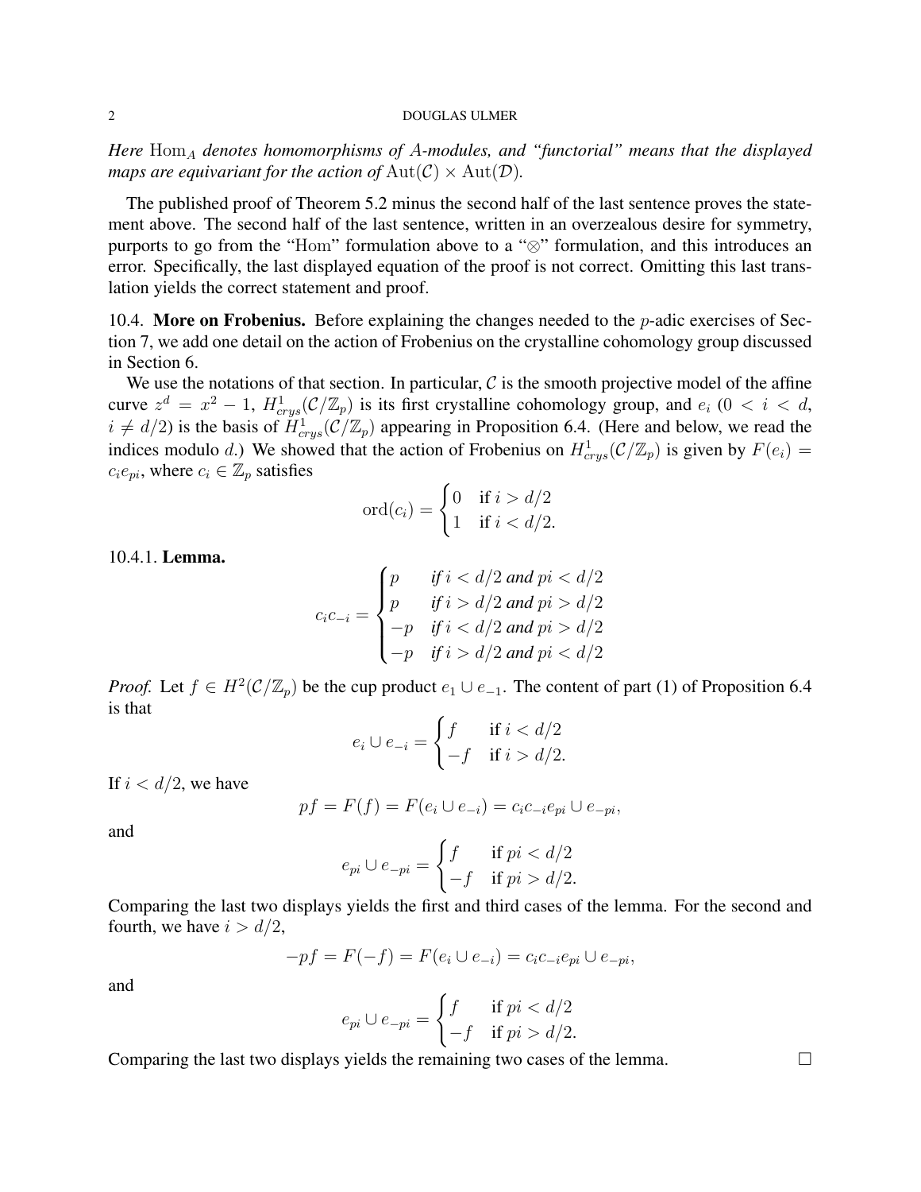*Here* $\mathrm{Hom}_A$ *denotes homomorphisms of A-modules, and "functorial" means that the displayed maps are equivariant for the action of* $\mathrm{Aut}(\mathcal{C}) \times \mathrm{Aut}(\mathcal{D})$.

The published proof of Theorem 5.2 minus the second half of the last sentence proves the statement above. The second half of the last sentence, written in an overzealous desire for symmetry, purports to go from the "Hom" formulation above to a "$\otimes$" formulation, and this introduces an error. Specifically, the last displayed equation of the proof is not correct. Omitting this last translation yields the correct statement and proof.

10.4. **More on Frobenius.** Before explaining the changes needed to the $p$-adic exercises of Section 7, we add one detail on the action of Frobenius on the crystalline cohomology group discussed in Section 6.

We use the notations of that section. In particular, $\mathcal{C}$ is the smooth projective model of the affine curve $z^d = x^2 - 1$, $H^1_{crys}(\mathcal{C}/\mathbb{Z}_p)$ is its first crystalline cohomology group, and $e_i$ ($0 < i < d$, $i \neq d/2$) is the basis of $H^1_{crys}(\mathcal{C}/\mathbb{Z}_p)$ appearing in Proposition 6.4. (Here and below, we read the indices modulo $d$.) We showed that the action of Frobenius on $H^1_{crys}(\mathcal{C}/\mathbb{Z}_p)$ is given by $F(e_i) = c_i e_{pi}$, where $c_i \in \mathbb{Z}_p$ satisfies

$$\mathrm{ord}(c_i) = \begin{cases} 0 & \text{if } i > d/2 \\ 1 & \text{if } i < d/2. \end{cases}$$

10.4.1. **Lemma.**

$$c_i c_{-i} = \begin{cases} p & \text{if } i < d/2 \text{ and } pi < d/2 \\ p & \text{if } i > d/2 \text{ and } pi > d/2 \\ -p & \text{if } i < d/2 \text{ and } pi > d/2 \\ -p & \text{if } i > d/2 \text{ and } pi < d/2 \end{cases}$$

*Proof.* Let $f \in H^2(\mathcal{C}/\mathbb{Z}_p)$ be the cup product $e_1 \cup e_{-1}$. The content of part (1) of Proposition 6.4 is that

$$e_i \cup e_{-i} = \begin{cases} f & \text{if } i < d/2 \\ -f & \text{if } i > d/2. \end{cases}$$

If $i < d/2$, we have

$$pf = F(f) = F(e_i \cup e_{-i}) = c_i c_{-i} e_{pi} \cup e_{-pi},$$

and

$$e_{pi} \cup e_{-pi} = \begin{cases} f & \text{if } pi < d/2 \\ -f & \text{if } pi > d/2. \end{cases}$$

Comparing the last two displays yields the first and third cases of the lemma. For the second and fourth, we have $i > d/2$,

$$-pf = F(-f) = F(e_i \cup e_{-i}) = c_i c_{-i} e_{pi} \cup e_{-pi},$$

and

$$e_{pi} \cup e_{-pi} = \begin{cases} f & \text{if } pi < d/2 \\ -f & \text{if } pi > d/2. \end{cases}$$

Comparing the last two displays yields the remaining two cases of the lemma. $\square$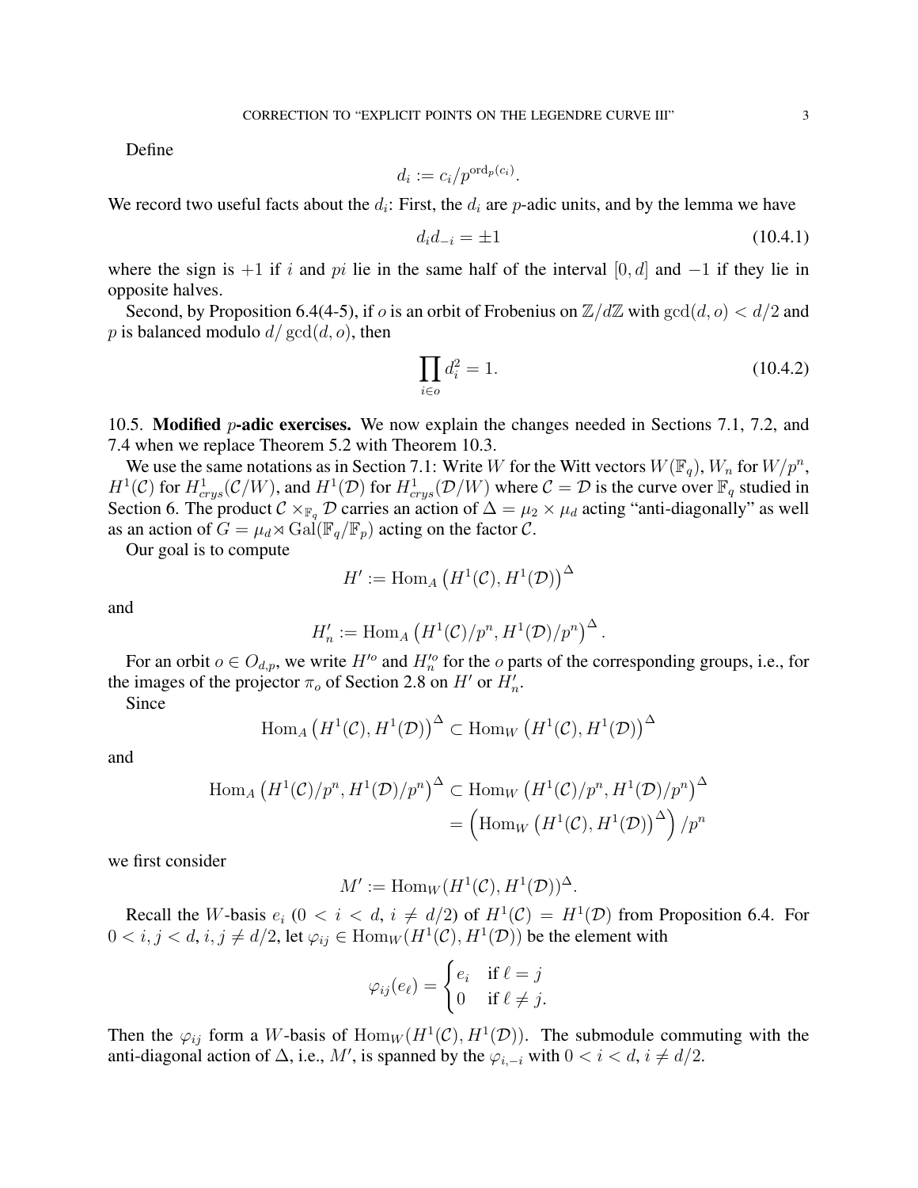Define

$$d_i := c_i/p^{\mathrm{ord}_p(c_i)}.$$

We record two useful facts about the $d_i$: First, the $d_i$ are $p$-adic units, and by the lemma we have

$$d_i d_{-i} = \pm 1 \tag{10.4.1}$$

where the sign is $+1$ if $i$ and $pi$ lie in the same half of the interval $[0, d]$ and $-1$ if they lie in opposite halves.

Second, by Proposition 6.4(4-5), if $o$ is an orbit of Frobenius on $\mathbb{Z}/d\mathbb{Z}$ with $\gcd(d, o) < d/2$ and $p$ is balanced modulo $d/\gcd(d, o)$, then

$$\prod_{i \in o} d_i^2 = 1. \tag{10.4.2}$$

10.5. **Modified $p$-adic exercises.** We now explain the changes needed in Sections 7.1, 7.2, and 7.4 when we replace Theorem 5.2 with Theorem 10.3.

We use the same notations as in Section 7.1: Write $W$ for the Witt vectors $W(\mathbb{F}_q)$, $W_n$ for $W/p^n$, $H^1(\mathcal{C})$ for $H^1_{crys}(\mathcal{C}/W)$, and $H^1(\mathcal{D})$ for $H^1_{crys}(\mathcal{D}/W)$ where $\mathcal{C} = \mathcal{D}$ is the curve over $\mathbb{F}_q$ studied in Section 6. The product $\mathcal{C} \times_{\mathbb{F}_q} \mathcal{D}$ carries an action of $\Delta = \mu_2 \times \mu_d$ acting "anti-diagonally" as well as an action of $G = \mu_d \rtimes \mathrm{Gal}(\mathbb{F}_q/\mathbb{F}_p)$ acting on the factor $\mathcal{C}$.

Our goal is to compute

$$H' := \mathrm{Hom}_A \left(H^1(\mathcal{C}), H^1(\mathcal{D})\right)^\Delta$$

and

$$H'_n := \mathrm{Hom}_A \left(H^1(\mathcal{C})/p^n, H^1(\mathcal{D})/p^n\right)^\Delta.$$

For an orbit $o \in O_{d,p}$, we write $H'^o$ and $H'^o_n$ for the $o$ parts of the corresponding groups, i.e., for the images of the projector $\pi_o$ of Section 2.8 on $H'$ or $H'_n$.

Since

$$\mathrm{Hom}_A \left(H^1(\mathcal{C}), H^1(\mathcal{D})\right)^\Delta \subset \mathrm{Hom}_W \left(H^1(\mathcal{C}), H^1(\mathcal{D})\right)^\Delta$$

and

$$\begin{aligned}\mathrm{Hom}_A \left(H^1(\mathcal{C})/p^n, H^1(\mathcal{D})/p^n\right)^\Delta &\subset \mathrm{Hom}_W \left(H^1(\mathcal{C})/p^n, H^1(\mathcal{D})/p^n\right)^\Delta \\ &= \left(\mathrm{Hom}_W \left(H^1(\mathcal{C}), H^1(\mathcal{D})\right)^\Delta\right)/p^n\end{aligned}$$

we first consider

$$M' := \mathrm{Hom}_W(H^1(\mathcal{C}), H^1(\mathcal{D}))^\Delta.$$

Recall the $W$-basis $e_i$ ($0 < i < d$, $i \neq d/2$) of $H^1(\mathcal{C}) = H^1(\mathcal{D})$ from Proposition 6.4. For $0 < i, j < d$, $i, j \neq d/2$, let $\varphi_{ij} \in \mathrm{Hom}_W(H^1(\mathcal{C}), H^1(\mathcal{D}))$ be the element with

$$\varphi_{ij}(e_\ell) = \begin{cases} e_i & \text{if } \ell = j \\ 0 & \text{if } \ell \neq j. \end{cases}$$

Then the $\varphi_{ij}$ form a $W$-basis of $\mathrm{Hom}_W(H^1(\mathcal{C}), H^1(\mathcal{D}))$. The submodule commuting with the anti-diagonal action of $\Delta$, i.e., $M'$, is spanned by the $\varphi_{i,-i}$ with $0 < i < d$, $i \neq d/2$.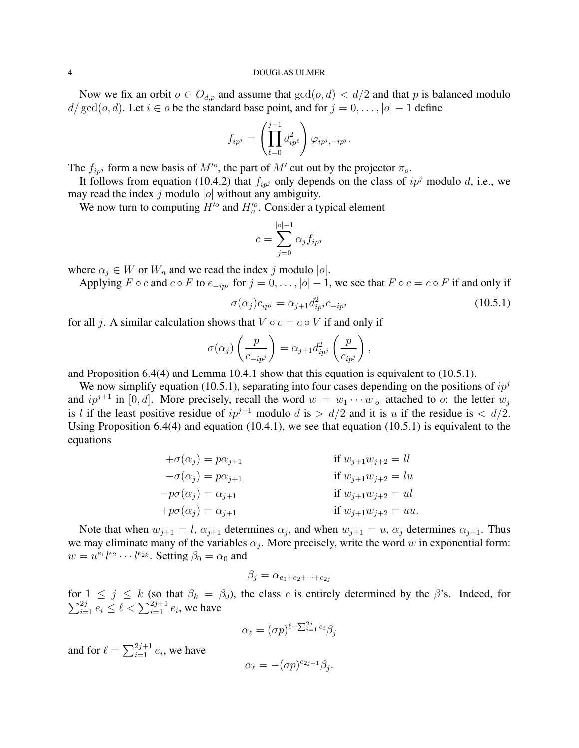Now we fix an orbit $o \in O_{d,p}$ and assume that $\gcd(o,d) < d/2$ and that $p$ is balanced modulo $d/\gcd(o,d)$. Let $i \in o$ be the standard base point, and for $j = 0, \ldots, |o|-1$ define

$$f_{ip^j} = \left(\prod_{\ell=0}^{j-1} d_{ip^\ell}^2\right) \varphi_{ip^j,-ip^j}.$$

The $f_{ip^j}$ form a new basis of $M'^o$, the part of $M'$ cut out by the projector $\pi_o$.

It follows from equation (10.4.2) that $f_{ip^j}$ only depends on the class of $ip^j$ modulo $d$, i.e., we may read the index $j$ modulo $|o|$ without any ambiguity.

We now turn to computing $H'^o$ and $H_n'^o$. Consider a typical element

$$c = \sum_{j=0}^{|o|-1} \alpha_j f_{ip^j}$$

where $\alpha_j \in W$ or $W_n$ and we read the index $j$ modulo $|o|$.

Applying $F \circ c$ and $c \circ F$ to $e_{-ip^j}$ for $j = 0, \ldots, |o|-1$, we see that $F \circ c = c \circ F$ if and only if

$$\sigma(\alpha_j) c_{ip^j} = \alpha_{j+1} d_{ip^j}^2 c_{-ip^j} \tag{10.5.1}$$

for all $j$. A similar calculation shows that $V \circ c = c \circ V$ if and only if

$$\sigma(\alpha_j)\left(\frac{p}{c_{-ip^j}}\right) = \alpha_{j+1} d_{ip^j}^2 \left(\frac{p}{c_{ip^j}}\right),$$

and Proposition 6.4(4) and Lemma 10.4.1 show that this equation is equivalent to (10.5.1).

We now simplify equation (10.5.1), separating into four cases depending on the positions of $ip^j$ and $ip^{j+1}$ in $[0,d]$. More precisely, recall the word $w = w_1 \cdots w_{|o|}$ attached to $o$: the letter $w_j$ is $l$ if the least positive residue of $ip^{j-1}$ modulo $d$ is $> d/2$ and it is $u$ if the residue is $< d/2$. Using Proposition 6.4(4) and equation (10.4.1), we see that equation (10.5.1) is equivalent to the equations

$$\begin{aligned}
+\sigma(\alpha_j) &= p\alpha_{j+1} && \text{if } w_{j+1}w_{j+2} = ll\\
-\sigma(\alpha_j) &= p\alpha_{j+1} && \text{if } w_{j+1}w_{j+2} = lu\\
-p\sigma(\alpha_j) &= \alpha_{j+1} && \text{if } w_{j+1}w_{j+2} = ul\\
+p\sigma(\alpha_j) &= \alpha_{j+1} && \text{if } w_{j+1}w_{j+2} = uu.
\end{aligned}$$

Note that when $w_{j+1} = l$, $\alpha_{j+1}$ determines $\alpha_j$, and when $w_{j+1} = u$, $\alpha_j$ determines $\alpha_{j+1}$. Thus we may eliminate many of the variables $\alpha_j$. More precisely, write the word $w$ in exponential form: $w = u^{e_1} l^{e_2} \cdots l^{e_{2k}}$. Setting $\beta_0 = \alpha_0$ and

$$\beta_j = \alpha_{e_1+e_2+\cdots+e_{2j}}$$

for $1 \le j \le k$ (so that $\beta_k = \beta_0$), the class $c$ is entirely determined by the $\beta$'s. Indeed, for $\sum_{i=1}^{2j} e_i \le \ell < \sum_{i=1}^{2j+1} e_i$, we have

$$\alpha_\ell = (\sigma p)^{\ell - \sum_{i=1}^{2j} e_i} \beta_j$$

and for $\ell = \sum_{i=1}^{2j+1} e_i$, we have

$$\alpha_\ell = -(\sigma p)^{e_{2j+1}} \beta_j.$$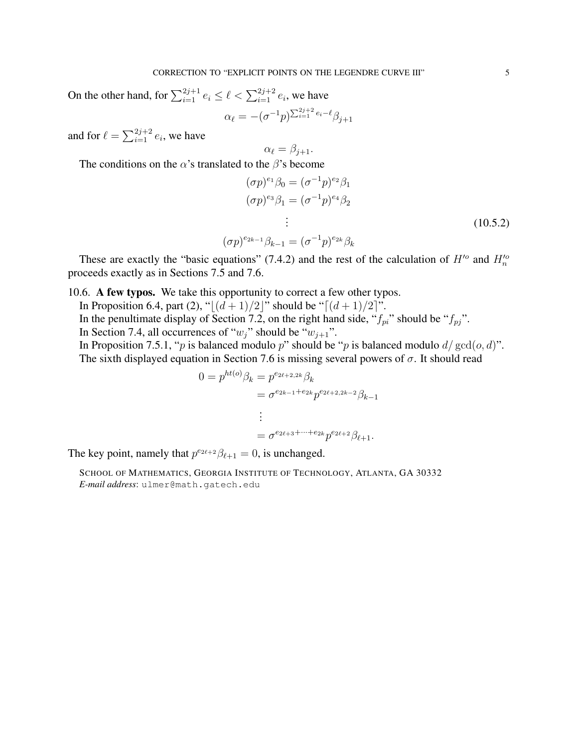On the other hand, for $\sum_{i=1}^{2j+1} e_i \leq \ell < \sum_{i=1}^{2j+2} e_i$, we have

$$\alpha_\ell = -(\sigma^{-1}p)^{\sum_{i=1}^{2j+2} e_i - \ell}\beta_{j+1}$$

and for $\ell = \sum_{i=1}^{2j+2} e_i$, we have

$$\alpha_\ell = \beta_{j+1}.$$

The conditions on the $\alpha$'s translated to the $\beta$'s become

$$\begin{aligned}
(\sigma p)^{e_1}\beta_0 &= (\sigma^{-1}p)^{e_2}\beta_1 \\
(\sigma p)^{e_3}\beta_1 &= (\sigma^{-1}p)^{e_4}\beta_2 \\
&\vdots \\
(\sigma p)^{e_{2k-1}}\beta_{k-1} &= (\sigma^{-1}p)^{e_{2k}}\beta_k
\end{aligned} \tag{10.5.2}$$

These are exactly the "basic equations" (7.4.2) and the rest of the calculation of $H'^o$ and $H'^o_n$ proceeds exactly as in Sections 7.5 and 7.6.

10.6. **A few typos.** We take this opportunity to correct a few other typos.

In Proposition 6.4, part (2), "$\lfloor (d+1)/2 \rfloor$" should be "$\lceil (d+1)/2 \rceil$".

In the penultimate display of Section 7.2, on the right hand side, "$f_{pi}$" should be "$f_{pj}$".

In Section 7.4, all occurrences of "$w_j$" should be "$w_{j+1}$".

In Proposition 7.5.1, "$p$ is balanced modulo $p$" should be "$p$ is balanced modulo $d/\gcd(o,d)$".

The sixth displayed equation in Section 7.6 is missing several powers of $\sigma$. It should read

$$\begin{aligned}
0 = p^{ht(o)}\beta_k &= p^{e_{2\ell+2,2k}}\beta_k \\
&= \sigma^{e_{2k-1}+e_{2k}} p^{e_{2\ell+2,2k-2}}\beta_{k-1} \\
&\vdots \\
&= \sigma^{e_{2\ell+3}+\cdots+e_{2k}} p^{e_{2\ell+2}}\beta_{\ell+1}.
\end{aligned}$$

The key point, namely that $p^{e_{2\ell+2}}\beta_{\ell+1} = 0$, is unchanged.

School of Mathematics, Georgia Institute of Technology, Atlanta, GA 30332

*E-mail address*: ulmer@math.gatech.edu